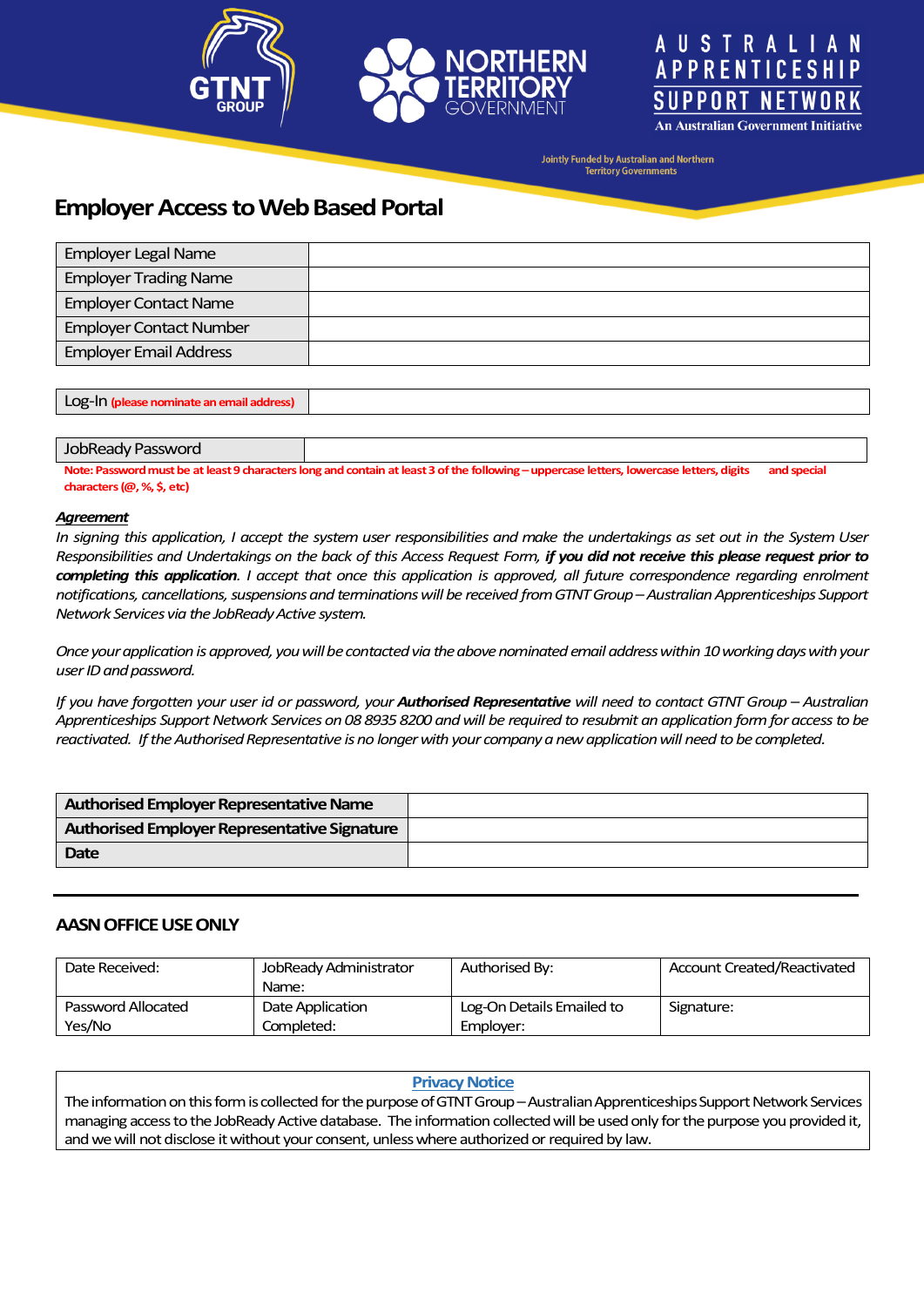GTNT GROUP | NORTHERN TERRITORY GOVERNMENT | AUSTRALIAN APPRENTICESHIP SUPPORT NETWORK — An Australian Government Initiative

Jointly Funded by Australian and Northern Territory Governments

# Employer Access to Web Based Portal

| Employer Legal Name | |
|---|---|
| Employer Trading Name | |
| Employer Contact Name | |
| Employer Contact Number | |
| Employer Email Address | |

| Log-In **(please nominate an email address)** | |
|---|---|

| JobReady Password | |
|---|---|

**Note: Password must be at least 9 characters long and contain at least 3 of the following – uppercase letters, lowercase letters, digits and special characters (@, %, $, etc)**

***Agreement***

*In signing this application, I accept the system user responsibilities and make the undertakings as set out in the System User Responsibilities and Undertakings on the back of this Access Request Form,* ***if you did not receive this please request prior to completing this application****. I accept that once this application is approved, all future correspondence regarding enrolment notifications, cancellations, suspensions and terminations will be received from GTNT Group – Australian Apprenticeships Support Network Services via the JobReady Active system.*

*Once your application is approved, you will be contacted via the above nominated email address within 10 working days with your user ID and password.*

*If you have forgotten your user id or password, your* ***Authorised Representative*** *will need to contact GTNT Group – Australian Apprenticeships Support Network Services on 08 8935 8200 and will be required to resubmit an application form for access to be reactivated. If the Authorised Representative is no longer with your company a new application will need to be completed.*

| **Authorised Employer Representative Name** | |
|---|---|
| **Authorised Employer Representative Signature** | |
| **Date** | |

---

## AASN OFFICE USE ONLY

| Date Received: | JobReady Administrator Name: | Authorised By: | Account Created/Reactivated |
|---|---|---|---|
| Password Allocated Yes/No | Date Application Completed: | Log-On Details Emailed to Employer: | Signature: |

**Privacy Notice**

The information on this form is collected for the purpose of GTNT Group – Australian Apprenticeships Support Network Services managing access to the JobReady Active database. The information collected will be used only for the purpose you provided it, and we will not disclose it without your consent, unless where authorized or required by law.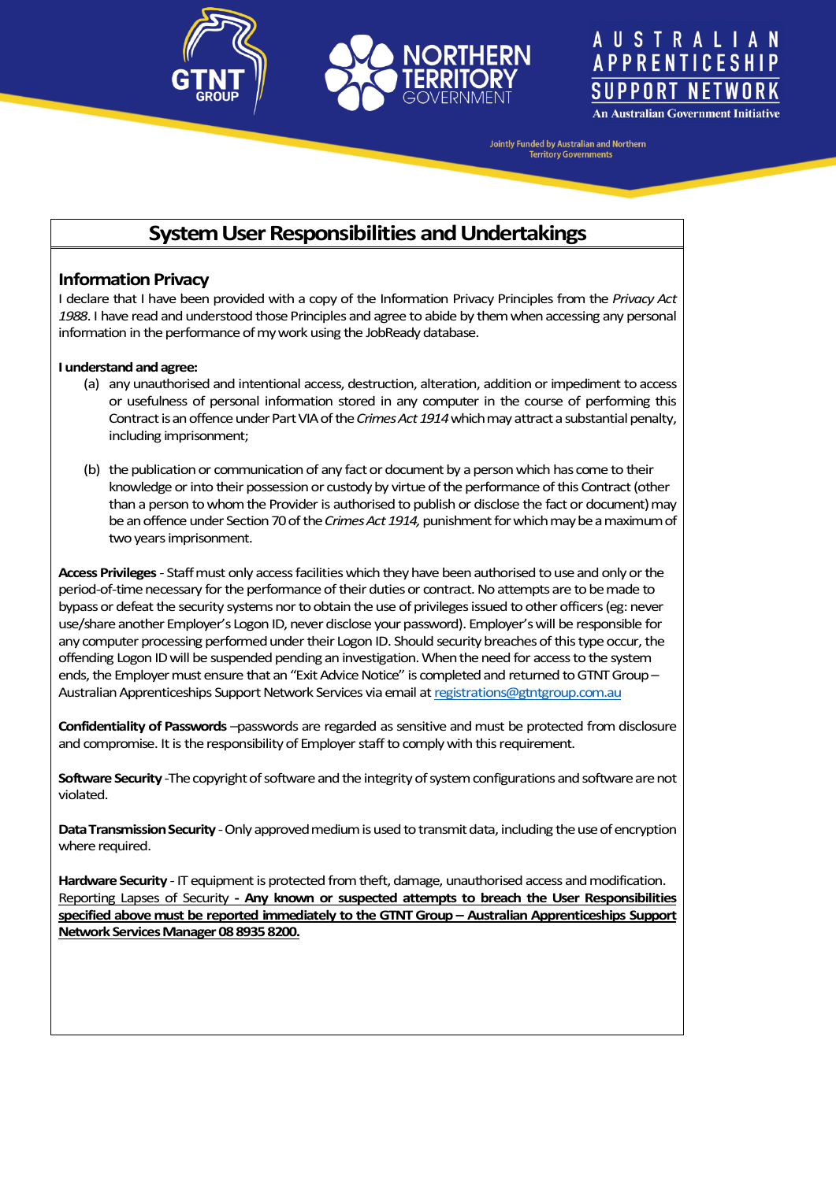# System User Responsibilities and Undertakings

## Information Privacy

I declare that I have been provided with a copy of the Information Privacy Principles from the *Privacy Act 1988*. I have read and understood those Principles and agree to abide by them when accessing any personal information in the performance of my work using the JobReady database.

**I understand and agree:**

(a) any unauthorised and intentional access, destruction, alteration, addition or impediment to access or usefulness of personal information stored in any computer in the course of performing this Contract is an offence under Part VIA of the *Crimes Act 1914* which may attract a substantial penalty, including imprisonment;

(b) the publication or communication of any fact or document by a person which has come to their knowledge or into their possession or custody by virtue of the performance of this Contract (other than a person to whom the Provider is authorised to publish or disclose the fact or document) may be an offence under Section 70 of the *Crimes Act 1914,* punishment for which may be a maximum of two years imprisonment.

**Access Privileges** - Staff must only access facilities which they have been authorised to use and only or the period-of-time necessary for the performance of their duties or contract. No attempts are to be made to bypass or defeat the security systems nor to obtain the use of privileges issued to other officers (eg: never use/share another Employer's Logon ID, never disclose your password). Employer's will be responsible for any computer processing performed under their Logon ID. Should security breaches of this type occur, the offending Logon ID will be suspended pending an investigation. When the need for access to the system ends, the Employer must ensure that an "Exit Advice Notice" is completed and returned to GTNT Group – Australian Apprenticeships Support Network Services via email at registrations@gtntgroup.com.au

**Confidentiality of Passwords** –passwords are regarded as sensitive and must be protected from disclosure and compromise. It is the responsibility of Employer staff to comply with this requirement.

**Software Security** -The copyright of software and the integrity of system configurations and software are not violated.

**Data Transmission Security** - Only approved medium is used to transmit data, including the use of encryption where required.

**Hardware Security** - IT equipment is protected from theft, damage, unauthorised access and modification.
Reporting Lapses of Security **- Any known or suspected attempts to breach the User Responsibilities specified above must be reported immediately to the GTNT Group – Australian Apprenticeships Support Network Services Manager 08 8935 8200.**